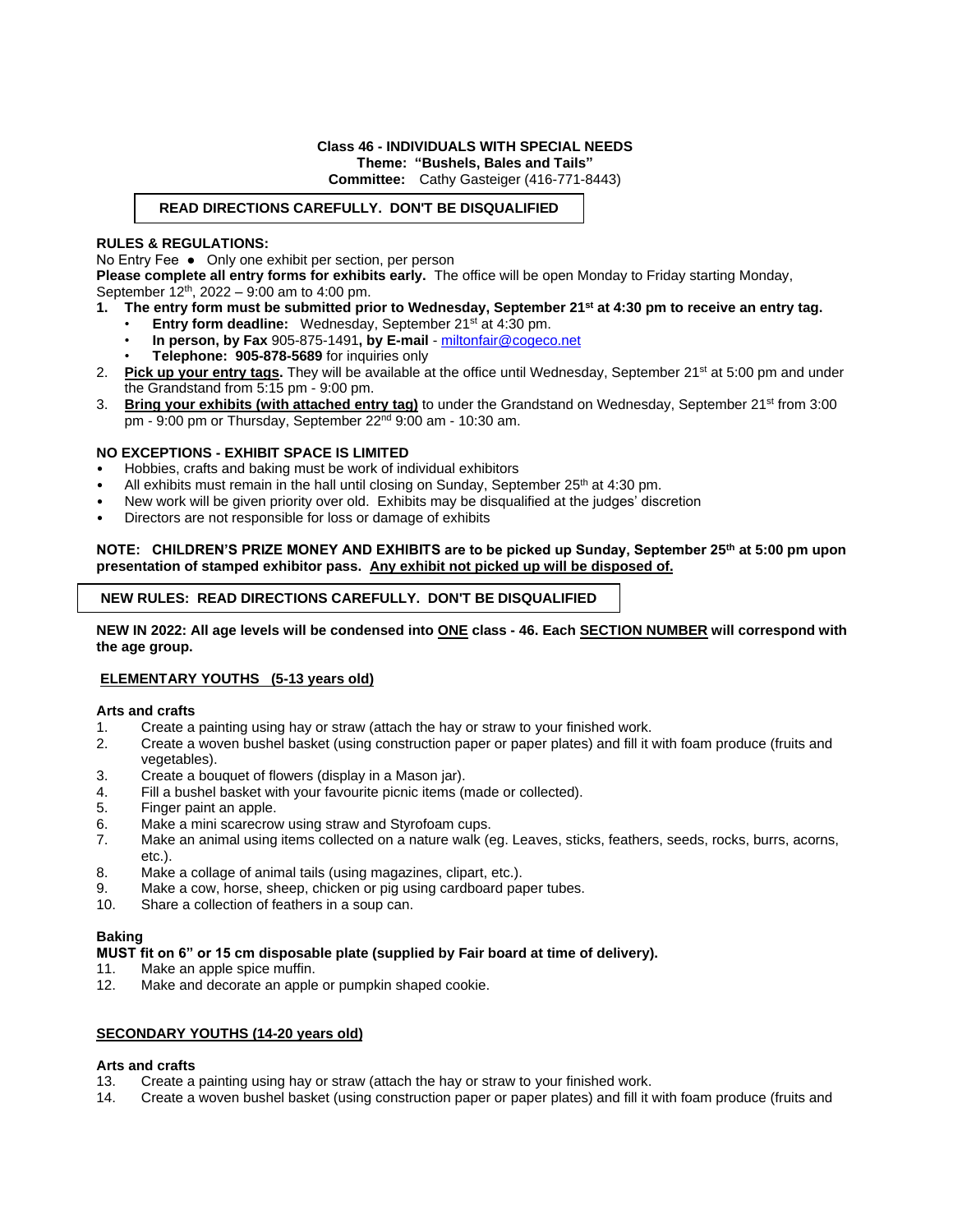**Class 46 - INDIVIDUALS WITH SPECIAL NEEDS**
**Theme: "Bushels, Bales and Tails"**
**Committee:** Cathy Gasteiger (416-771-8443)

**READ DIRECTIONS CAREFULLY. DON'T BE DISQUALIFIED**

**RULES & REGULATIONS:**

No Entry Fee ● Only one exhibit per section, per person

**Please complete all entry forms for exhibits early.** The office will be open Monday to Friday starting Monday, September 12th, 2022 – 9:00 am to 4:00 pm.

1. **The entry form must be submitted prior to Wednesday, September 21st at 4:30 pm to receive an entry tag.**
   - **Entry form deadline:** Wednesday, September 21st at 4:30 pm.
   - **In person, by Fax** 905-875-1491**, by E-mail** - miltonfair@cogeco.net
   - **Telephone: 905-878-5689** for inquiries only
2. **Pick up your entry tags.** They will be available at the office until Wednesday, September 21st at 5:00 pm and under the Grandstand from 5:15 pm - 9:00 pm.
3. **Bring your exhibits (with attached entry tag)** to under the Grandstand on Wednesday, September 21st from 3:00 pm - 9:00 pm or Thursday, September 22nd 9:00 am - 10:30 am.

**NO EXCEPTIONS - EXHIBIT SPACE IS LIMITED**

- Hobbies, crafts and baking must be work of individual exhibitors
- All exhibits must remain in the hall until closing on Sunday, September 25th at 4:30 pm.
- New work will be given priority over old. Exhibits may be disqualified at the judges' discretion
- Directors are not responsible for loss or damage of exhibits

**NOTE: CHILDREN'S PRIZE MONEY AND EXHIBITS are to be picked up Sunday, September 25th at 5:00 pm upon presentation of stamped exhibitor pass. Any exhibit not picked up will be disposed of.**

**NEW RULES: READ DIRECTIONS CAREFULLY. DON'T BE DISQUALIFIED**

**NEW IN 2022: All age levels will be condensed into ONE class - 46. Each SECTION NUMBER will correspond with the age group.**

**ELEMENTARY YOUTHS (5-13 years old)**

**Arts and crafts**

1. Create a painting using hay or straw (attach the hay or straw to your finished work.
2. Create a woven bushel basket (using construction paper or paper plates) and fill it with foam produce (fruits and vegetables).
3. Create a bouquet of flowers (display in a Mason jar).
4. Fill a bushel basket with your favourite picnic items (made or collected).
5. Finger paint an apple.
6. Make a mini scarecrow using straw and Styrofoam cups.
7. Make an animal using items collected on a nature walk (eg. Leaves, sticks, feathers, seeds, rocks, burrs, acorns, etc.).
8. Make a collage of animal tails (using magazines, clipart, etc.).
9. Make a cow, horse, sheep, chicken or pig using cardboard paper tubes.
10. Share a collection of feathers in a soup can.

**Baking**

**MUST fit on 6" or 15 cm disposable plate (supplied by Fair board at time of delivery).**

11. Make an apple spice muffin.
12. Make and decorate an apple or pumpkin shaped cookie.

**SECONDARY YOUTHS (14-20 years old)**

**Arts and crafts**

13. Create a painting using hay or straw (attach the hay or straw to your finished work.
14. Create a woven bushel basket (using construction paper or paper plates) and fill it with foam produce (fruits and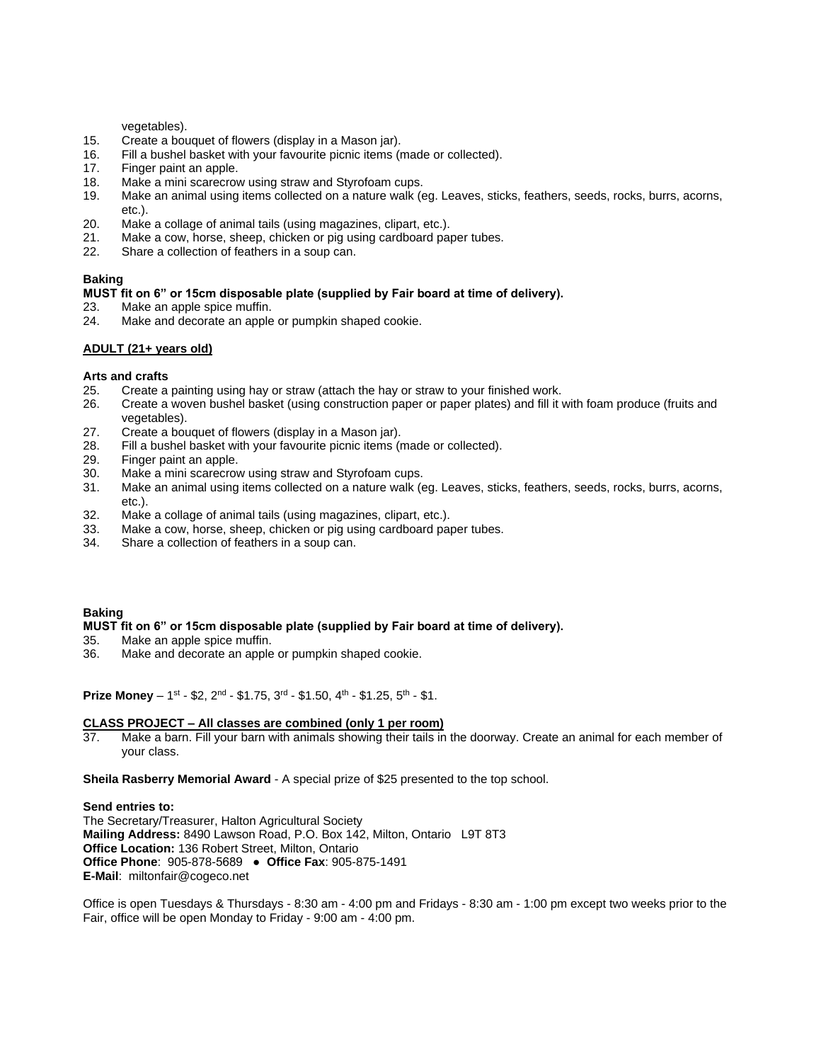vegetables).

15. Create a bouquet of flowers (display in a Mason jar).
16. Fill a bushel basket with your favourite picnic items (made or collected).
17. Finger paint an apple.
18. Make a mini scarecrow using straw and Styrofoam cups.
19. Make an animal using items collected on a nature walk (eg. Leaves, sticks, feathers, seeds, rocks, burrs, acorns, etc.).
20. Make a collage of animal tails (using magazines, clipart, etc.).
21. Make a cow, horse, sheep, chicken or pig using cardboard paper tubes.
22. Share a collection of feathers in a soup can.

**Baking**

**MUST fit on 6" or 15cm disposable plate (supplied by Fair board at time of delivery).**

23. Make an apple spice muffin.
24. Make and decorate an apple or pumpkin shaped cookie.

**ADULT (21+ years old)**

**Arts and crafts**

25. Create a painting using hay or straw (attach the hay or straw to your finished work.
26. Create a woven bushel basket (using construction paper or paper plates) and fill it with foam produce (fruits and vegetables).
27. Create a bouquet of flowers (display in a Mason jar).
28. Fill a bushel basket with your favourite picnic items (made or collected).
29. Finger paint an apple.
30. Make a mini scarecrow using straw and Styrofoam cups.
31. Make an animal using items collected on a nature walk (eg. Leaves, sticks, feathers, seeds, rocks, burrs, acorns, etc.).
32. Make a collage of animal tails (using magazines, clipart, etc.).
33. Make a cow, horse, sheep, chicken or pig using cardboard paper tubes.
34. Share a collection of feathers in a soup can.

**Baking**

**MUST fit on 6" or 15cm disposable plate (supplied by Fair board at time of delivery).**

35. Make an apple spice muffin.
36. Make and decorate an apple or pumpkin shaped cookie.

**Prize Money** – 1st - $2, 2nd - $1.75, 3rd - $1.50, 4th - $1.25, 5th - $1.

**CLASS PROJECT – All classes are combined (only 1 per room)**

37. Make a barn. Fill your barn with animals showing their tails in the doorway. Create an animal for each member of your class.

**Sheila Rasberry Memorial Award** - A special prize of $25 presented to the top school.

**Send entries to:**
The Secretary/Treasurer, Halton Agricultural Society
**Mailing Address:** 8490 Lawson Road, P.O. Box 142, Milton, Ontario L9T 8T3
**Office Location:** 136 Robert Street, Milton, Ontario
**Office Phone**: 905-878-5689 ● **Office Fax**: 905-875-1491
**E-Mail**: miltonfair@cogeco.net

Office is open Tuesdays & Thursdays - 8:30 am - 4:00 pm and Fridays - 8:30 am - 1:00 pm except two weeks prior to the Fair, office will be open Monday to Friday - 9:00 am - 4:00 pm.